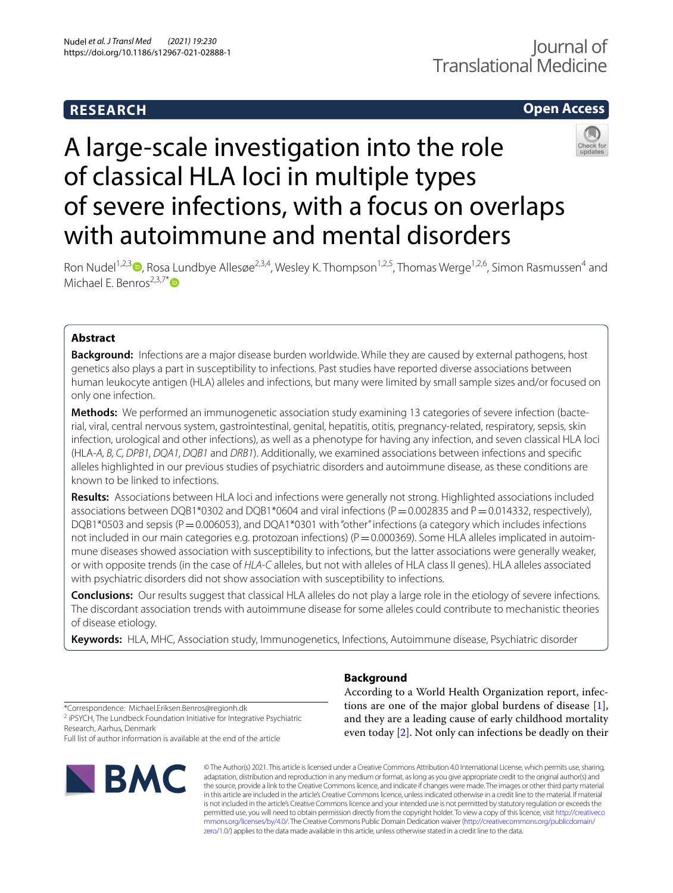**RESEARCH** **Open Access**

# A large-scale investigation into the role of classical HLA loci in multiple types of severe infections, with a focus on overlaps with autoimmune and mental disorders

Ron Nudel[1,2,3], Rosa Lundbye Allesøe[2,3,4], Wesley K. Thompson[1,2,5], Thomas Werge[1,2,6], Simon Rasmussen[4] and Michael E. Benros[2,3,7*]

## Abstract

**Background:** Infections are a major disease burden worldwide. While they are caused by external pathogens, host genetics also plays a part in susceptibility to infections. Past studies have reported diverse associations between human leukocyte antigen (HLA) alleles and infections, but many were limited by small sample sizes and/or focused on only one infection.

**Methods:** We performed an immunogenetic association study examining 13 categories of severe infection (bacterial, viral, central nervous system, gastrointestinal, genital, hepatitis, otitis, pregnancy-related, respiratory, sepsis, skin infection, urological and other infections), as well as a phenotype for having any infection, and seven classical HLA loci (HLA-*A, B, C, DPB1, DQA1, DQB1* and *DRB1*). Additionally, we examined associations between infections and specific alleles highlighted in our previous studies of psychiatric disorders and autoimmune disease, as these conditions are known to be linked to infections.

**Results:** Associations between HLA loci and infections were generally not strong. Highlighted associations included associations between DQB1*0302 and DQB1*0604 and viral infections ($P = 0.002835$ and $P = 0.014332$, respectively), DQB1*0503 and sepsis ($P = 0.006053$), and DQA1*0301 with "other" infections (a category which includes infections not included in our main categories e.g. protozoan infections) ($P = 0.000369$). Some HLA alleles implicated in autoimmune diseases showed association with susceptibility to infections, but the latter associations were generally weaker, or with opposite trends (in the case of *HLA-C* alleles, but not with alleles of HLA class II genes). HLA alleles associated with psychiatric disorders did not show association with susceptibility to infections.

**Conclusions:** Our results suggest that classical HLA alleles do not play a large role in the etiology of severe infections. The discordant association trends with autoimmune disease for some alleles could contribute to mechanistic theories of disease etiology.

**Keywords:** HLA, MHC, Association study, Immunogenetics, Infections, Autoimmune disease, Psychiatric disorder

*Correspondence: Michael.Eriksen.Benros@regionh.dk
[2] iPSYCH, The Lundbeck Foundation Initiative for Integrative Psychiatric Research, Aarhus, Denmark
Full list of author information is available at the end of the article

## Background

According to a World Health Organization report, infections are one of the major global burdens of disease [1], and they are a leading cause of early childhood mortality even today [2]. Not only can infections be deadly on their

© The Author(s) 2021. This article is licensed under a Creative Commons Attribution 4.0 International License, which permits use, sharing, adaptation, distribution and reproduction in any medium or format, as long as you give appropriate credit to the original author(s) and the source, provide a link to the Creative Commons licence, and indicate if changes were made. The images or other third party material in this article are included in the article's Creative Commons licence, unless indicated otherwise in a credit line to the material. If material is not included in the article's Creative Commons licence and your intended use is not permitted by statutory regulation or exceeds the permitted use, you will need to obtain permission directly from the copyright holder. To view a copy of this licence, visit http://creativecommons.org/licenses/by/4.0/. The Creative Commons Public Domain Dedication waiver (http://creativecommons.org/publicdomain/zero/1.0/) applies to the data made available in this article, unless otherwise stated in a credit line to the data.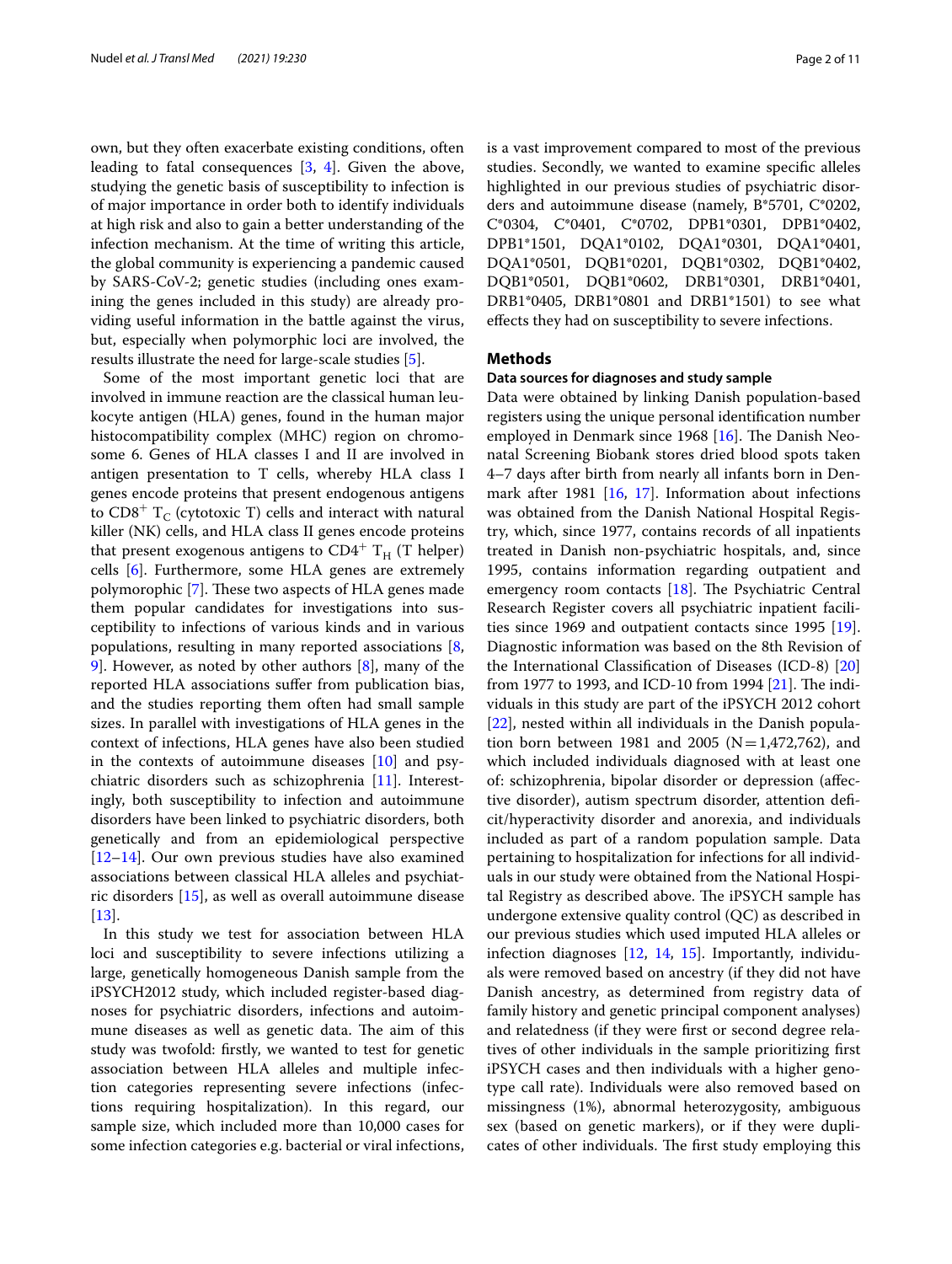own, but they often exacerbate existing conditions, often leading to fatal consequences [3, 4]. Given the above, studying the genetic basis of susceptibility to infection is of major importance in order both to identify individuals at high risk and also to gain a better understanding of the infection mechanism. At the time of writing this article, the global community is experiencing a pandemic caused by SARS-CoV-2; genetic studies (including ones examining the genes included in this study) are already providing useful information in the battle against the virus, but, especially when polymorphic loci are involved, the results illustrate the need for large-scale studies [5].

Some of the most important genetic loci that are involved in immune reaction are the classical human leukocyte antigen (HLA) genes, found in the human major histocompatibility complex (MHC) region on chromosome 6. Genes of HLA classes I and II are involved in antigen presentation to T cells, whereby HLA class I genes encode proteins that present endogenous antigens to $CD8^+$ $T_C$ (cytotoxic T) cells and interact with natural killer (NK) cells, and HLA class II genes encode proteins that present exogenous antigens to $CD4^+$ $T_H$ (T helper) cells [6]. Furthermore, some HLA genes are extremely polymorophic [7]. These two aspects of HLA genes made them popular candidates for investigations into susceptibility to infections of various kinds and in various populations, resulting in many reported associations [8, 9]. However, as noted by other authors [8], many of the reported HLA associations suffer from publication bias, and the studies reporting them often had small sample sizes. In parallel with investigations of HLA genes in the context of infections, HLA genes have also been studied in the contexts of autoimmune diseases [10] and psychiatric disorders such as schizophrenia [11]. Interestingly, both susceptibility to infection and autoimmune disorders have been linked to psychiatric disorders, both genetically and from an epidemiological perspective [12–14]. Our own previous studies have also examined associations between classical HLA alleles and psychiatric disorders [15], as well as overall autoimmune disease [13].

In this study we test for association between HLA loci and susceptibility to severe infections utilizing a large, genetically homogeneous Danish sample from the iPSYCH2012 study, which included register-based diagnoses for psychiatric disorders, infections and autoimmune diseases as well as genetic data. The aim of this study was twofold: firstly, we wanted to test for genetic association between HLA alleles and multiple infection categories representing severe infections (infections requiring hospitalization). In this regard, our sample size, which included more than 10,000 cases for some infection categories e.g. bacterial or viral infections, is a vast improvement compared to most of the previous studies. Secondly, we wanted to examine specific alleles highlighted in our previous studies of psychiatric disorders and autoimmune disease (namely, B*5701, C*0202, C*0304, C*0401, C*0702, DPB1*0301, DPB1*0402, DPB1*1501, DQA1*0102, DQA1*0301, DQA1*0401, DQA1*0501, DQB1*0201, DQB1*0302, DQB1*0402, DQB1*0501, DQB1*0602, DRB1*0301, DRB1*0401, DRB1*0405, DRB1*0801 and DRB1*1501) to see what effects they had on susceptibility to severe infections.

## Methods

### Data sources for diagnoses and study sample

Data were obtained by linking Danish population-based registers using the unique personal identification number employed in Denmark since 1968 [16]. The Danish Neonatal Screening Biobank stores dried blood spots taken 4–7 days after birth from nearly all infants born in Denmark after 1981 [16, 17]. Information about infections was obtained from the Danish National Hospital Registry, which, since 1977, contains records of all inpatients treated in Danish non-psychiatric hospitals, and, since 1995, contains information regarding outpatient and emergency room contacts [18]. The Psychiatric Central Research Register covers all psychiatric inpatient facilities since 1969 and outpatient contacts since 1995 [19]. Diagnostic information was based on the 8th Revision of the International Classification of Diseases (ICD-8) [20] from 1977 to 1993, and ICD-10 from 1994 [21]. The individuals in this study are part of the iPSYCH 2012 cohort [22], nested within all individuals in the Danish population born between 1981 and 2005 (N = 1,472,762), and which included individuals diagnosed with at least one of: schizophrenia, bipolar disorder or depression (affective disorder), autism spectrum disorder, attention deficit/hyperactivity disorder and anorexia, and individuals included as part of a random population sample. Data pertaining to hospitalization for infections for all individuals in our study were obtained from the National Hospital Registry as described above. The iPSYCH sample has undergone extensive quality control (QC) as described in our previous studies which used imputed HLA alleles or infection diagnoses [12, 14, 15]. Importantly, individuals were removed based on ancestry (if they did not have Danish ancestry, as determined from registry data of family history and genetic principal component analyses) and relatedness (if they were first or second degree relatives of other individuals in the sample prioritizing first iPSYCH cases and then individuals with a higher genotype call rate). Individuals were also removed based on missingness (1%), abnormal heterozygosity, ambiguous sex (based on genetic markers), or if they were duplicates of other individuals. The first study employing this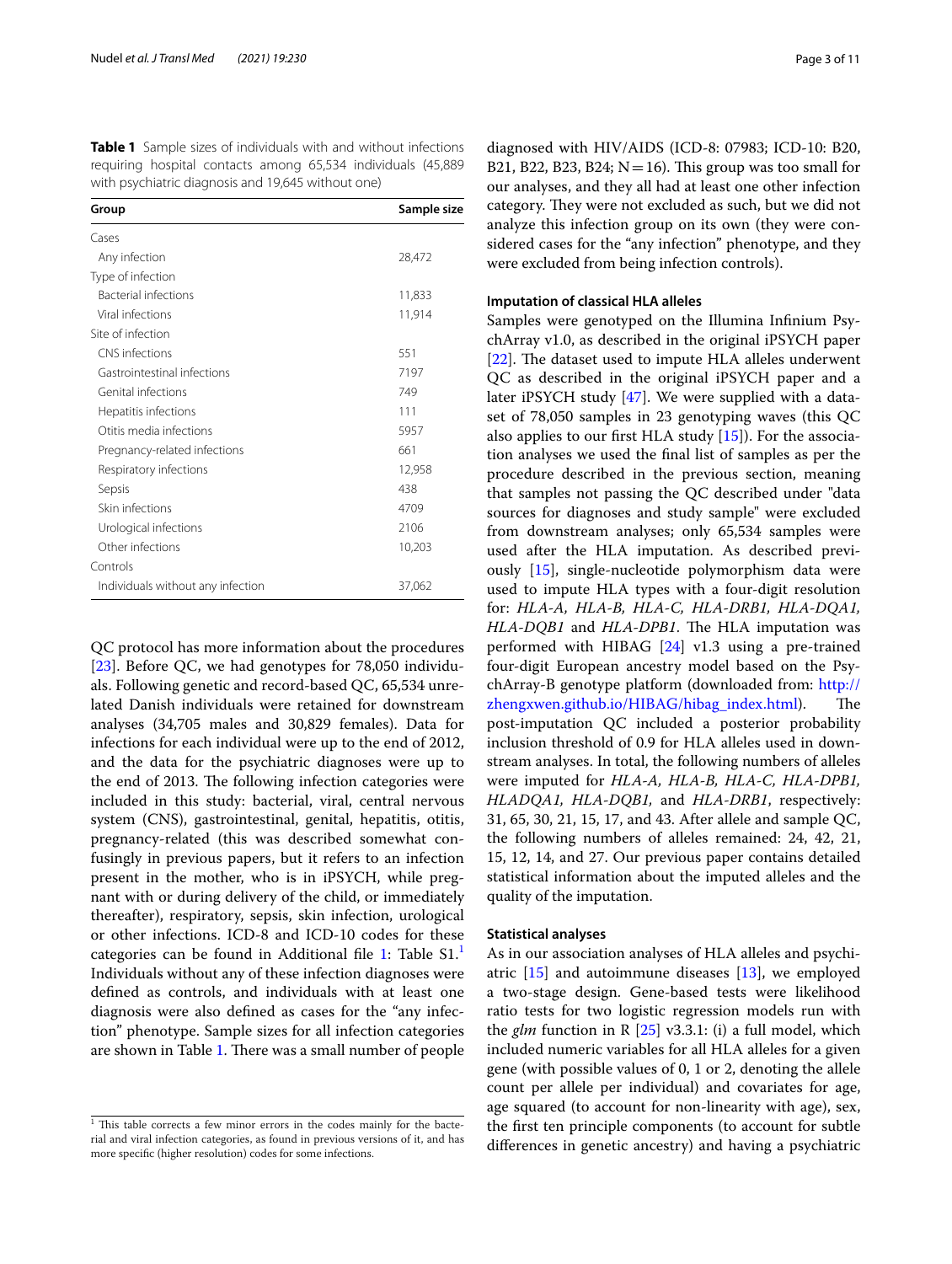**Table 1** Sample sizes of individuals with and without infections requiring hospital contacts among 65,534 individuals (45,889 with psychiatric diagnosis and 19,645 without one)

| Group | Sample size |
|---|---|
| Cases | |
| Any infection | 28,472 |
| Type of infection | |
| Bacterial infections | 11,833 |
| Viral infections | 11,914 |
| Site of infection | |
| CNS infections | 551 |
| Gastrointestinal infections | 7197 |
| Genital infections | 749 |
| Hepatitis infections | 111 |
| Otitis media infections | 5957 |
| Pregnancy-related infections | 661 |
| Respiratory infections | 12,958 |
| Sepsis | 438 |
| Skin infections | 4709 |
| Urological infections | 2106 |
| Other infections | 10,203 |
| Controls | |
| Individuals without any infection | 37,062 |

QC protocol has more information about the procedures [23]. Before QC, we had genotypes for 78,050 individuals. Following genetic and record-based QC, 65,534 unrelated Danish individuals were retained for downstream analyses (34,705 males and 30,829 females). Data for infections for each individual were up to the end of 2012, and the data for the psychiatric diagnoses were up to the end of 2013. The following infection categories were included in this study: bacterial, viral, central nervous system (CNS), gastrointestinal, genital, hepatitis, otitis, pregnancy-related (this was described somewhat confusingly in previous papers, but it refers to an infection present in the mother, who is in iPSYCH, while pregnant with or during delivery of the child, or immediately thereafter), respiratory, sepsis, skin infection, urological or other infections. ICD-8 and ICD-10 codes for these categories can be found in Additional file 1: Table S1.[1] Individuals without any of these infection diagnoses were defined as controls, and individuals with at least one diagnosis were also defined as cases for the "any infection" phenotype. Sample sizes for all infection categories are shown in Table 1. There was a small number of people diagnosed with HIV/AIDS (ICD-8: 07983; ICD-10: B20, B21, B22, B23, B24; N = 16). This group was too small for our analyses, and they all had at least one other infection category. They were not excluded as such, but we did not analyze this infection group on its own (they were considered cases for the "any infection" phenotype, and they were excluded from being infection controls).

### Imputation of classical HLA alleles

Samples were genotyped on the Illumina Infinium PsychArray v1.0, as described in the original iPSYCH paper [22]. The dataset used to impute HLA alleles underwent QC as described in the original iPSYCH paper and a later iPSYCH study [47]. We were supplied with a dataset of 78,050 samples in 23 genotyping waves (this QC also applies to our first HLA study [15]). For the association analyses we used the final list of samples as per the procedure described in the previous section, meaning that samples not passing the QC described under "data sources for diagnoses and study sample" were excluded from downstream analyses; only 65,534 samples were used after the HLA imputation. As described previously [15], single-nucleotide polymorphism data were used to impute HLA types with a four-digit resolution for: *HLA-A, HLA-B, HLA-C, HLA-DRB1, HLA-DQA1, HLA-DQB1* and *HLA-DPB1*. The HLA imputation was performed with HIBAG [24] v1.3 using a pre-trained four-digit European ancestry model based on the PsychArray-B genotype platform (downloaded from: http://zhengxwen.github.io/HIBAG/hibag_index.html). The post-imputation QC included a posterior probability inclusion threshold of 0.9 for HLA alleles used in downstream analyses. In total, the following numbers of alleles were imputed for *HLA-A, HLA-B, HLA-C, HLA-DPB1, HLADQA1, HLA-DQB1,* and *HLA-DRB1*, respectively: 31, 65, 30, 21, 15, 17, and 43. After allele and sample QC, the following numbers of alleles remained: 24, 42, 21, 15, 12, 14, and 27. Our previous paper contains detailed statistical information about the imputed alleles and the quality of the imputation.

### Statistical analyses

As in our association analyses of HLA alleles and psychiatric [15] and autoimmune diseases [13], we employed a two-stage design. Gene-based tests were likelihood ratio tests for two logistic regression models run with the *glm* function in R [25] v3.3.1: (i) a full model, which included numeric variables for all HLA alleles for a given gene (with possible values of 0, 1 or 2, denoting the allele count per allele per individual) and covariates for age, age squared (to account for non-linearity with age), sex, the first ten principle components (to account for subtle differences in genetic ancestry) and having a psychiatric

[1] This table corrects a few minor errors in the codes mainly for the bacterial and viral infection categories, as found in previous versions of it, and has more specific (higher resolution) codes for some infections.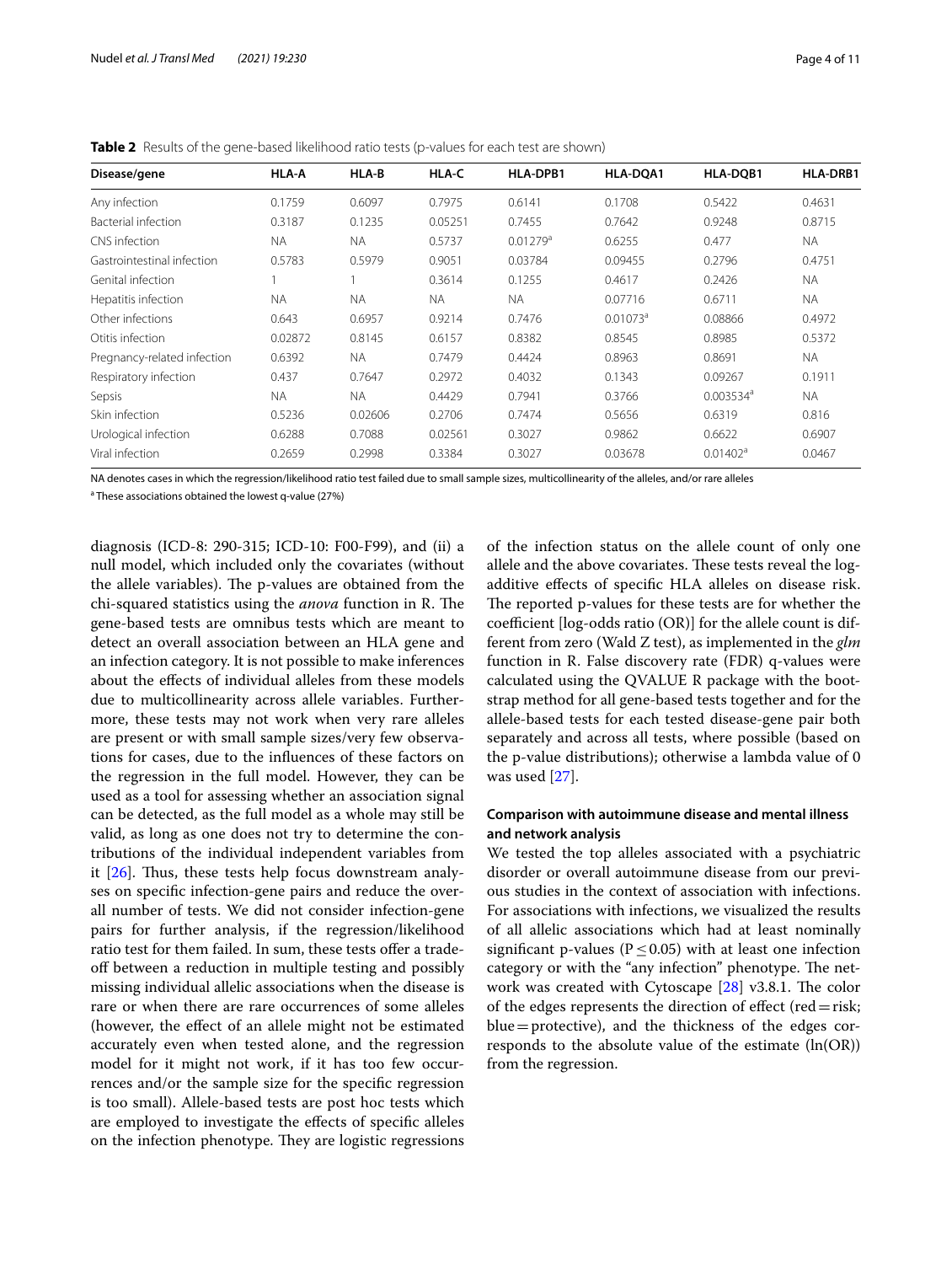**Table 2** Results of the gene-based likelihood ratio tests (p-values for each test are shown)

| Disease/gene | HLA-A | HLA-B | HLA-C | HLA-DPB1 | HLA-DQA1 | HLA-DQB1 | HLA-DRB1 |
|---|---|---|---|---|---|---|---|
| Any infection | 0.1759 | 0.6097 | 0.7975 | 0.6141 | 0.1708 | 0.5422 | 0.4631 |
| Bacterial infection | 0.3187 | 0.1235 | 0.05251 | 0.7455 | 0.7642 | 0.9248 | 0.8715 |
| CNS infection | NA | NA | 0.5737 | 0.01279[a] | 0.6255 | 0.477 | NA |
| Gastrointestinal infection | 0.5783 | 0.5979 | 0.9051 | 0.03784 | 0.09455 | 0.2796 | 0.4751 |
| Genital infection | 1 | 1 | 0.3614 | 0.1255 | 0.4617 | 0.2426 | NA |
| Hepatitis infection | NA | NA | NA | NA | 0.07716 | 0.6711 | NA |
| Other infections | 0.643 | 0.6957 | 0.9214 | 0.7476 | 0.01073[a] | 0.08866 | 0.4972 |
| Otitis infection | 0.02872 | 0.8145 | 0.6157 | 0.8382 | 0.8545 | 0.8985 | 0.5372 |
| Pregnancy-related infection | 0.6392 | NA | 0.7479 | 0.4424 | 0.8963 | 0.8691 | NA |
| Respiratory infection | 0.437 | 0.7647 | 0.2972 | 0.4032 | 0.1343 | 0.09267 | 0.1911 |
| Sepsis | NA | NA | 0.4429 | 0.7941 | 0.3766 | 0.003534[a] | NA |
| Skin infection | 0.5236 | 0.02606 | 0.2706 | 0.7474 | 0.5656 | 0.6319 | 0.816 |
| Urological infection | 0.6288 | 0.7088 | 0.02561 | 0.3027 | 0.9862 | 0.6622 | 0.6907 |
| Viral infection | 0.2659 | 0.2998 | 0.3384 | 0.3027 | 0.03678 | 0.01402[a] | 0.0467 |

NA denotes cases in which the regression/likelihood ratio test failed due to small sample sizes, multicollinearity of the alleles, and/or rare alleles

[a] These associations obtained the lowest q-value (27%)

diagnosis (ICD-8: 290-315; ICD-10: F00-F99), and (ii) a null model, which included only the covariates (without the allele variables). The p-values are obtained from the chi-squared statistics using the *anova* function in R. The gene-based tests are omnibus tests which are meant to detect an overall association between an HLA gene and an infection category. It is not possible to make inferences about the effects of individual alleles from these models due to multicollinearity across allele variables. Furthermore, these tests may not work when very rare alleles are present or with small sample sizes/very few observations for cases, due to the influences of these factors on the regression in the full model. However, they can be used as a tool for assessing whether an association signal can be detected, as the full model as a whole may still be valid, as long as one does not try to determine the contributions of the individual independent variables from it [26]. Thus, these tests help focus downstream analyses on specific infection-gene pairs and reduce the overall number of tests. We did not consider infection-gene pairs for further analysis, if the regression/likelihood ratio test for them failed. In sum, these tests offer a tradeoff between a reduction in multiple testing and possibly missing individual allelic associations when the disease is rare or when there are rare occurrences of some alleles (however, the effect of an allele might not be estimated accurately even when tested alone, and the regression model for it might not work, if it has too few occurrences and/or the sample size for the specific regression is too small). Allele-based tests are post hoc tests which are employed to investigate the effects of specific alleles on the infection phenotype. They are logistic regressions of the infection status on the allele count of only one allele and the above covariates. These tests reveal the log-additive effects of specific HLA alleles on disease risk. The reported p-values for these tests are for whether the coefficient [log-odds ratio (OR)] for the allele count is different from zero (Wald Z test), as implemented in the *glm* function in R. False discovery rate (FDR) q-values were calculated using the QVALUE R package with the bootstrap method for all gene-based tests together and for the allele-based tests for each tested disease-gene pair both separately and across all tests, where possible (based on the p-value distributions); otherwise a lambda value of 0 was used [27].

### Comparison with autoimmune disease and mental illness and network analysis

We tested the top alleles associated with a psychiatric disorder or overall autoimmune disease from our previous studies in the context of association with infections. For associations with infections, we visualized the results of all allelic associations which had at least nominally significant p-values ($P \leq 0.05$) with at least one infection category or with the "any infection" phenotype. The network was created with Cytoscape [28] v3.8.1. The color of the edges represents the direction of effect (red = risk; blue = protective), and the thickness of the edges corresponds to the absolute value of the estimate (ln(OR)) from the regression.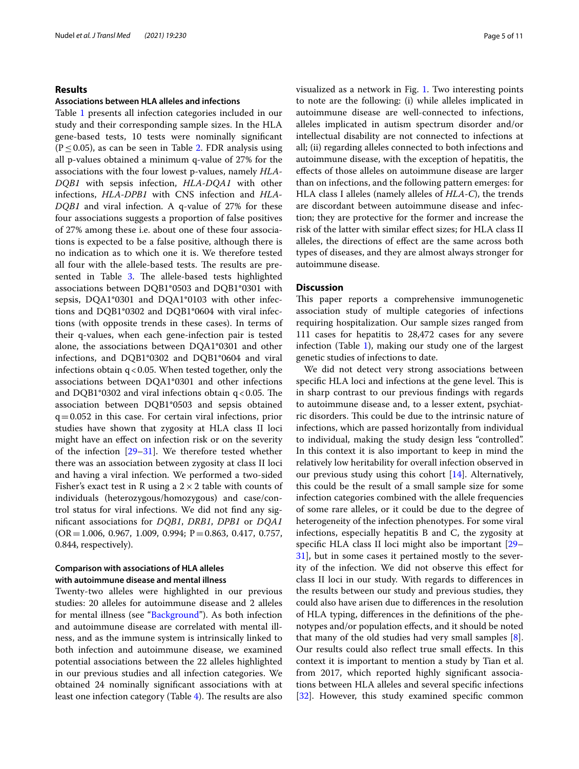## Results

### Associations between HLA alleles and infections

Table 1 presents all infection categories included in our study and their corresponding sample sizes. In the HLA gene-based tests, 10 tests were nominally significant ($P \leq 0.05$), as can be seen in Table 2. FDR analysis using all p-values obtained a minimum q-value of 27% for the associations with the four lowest p-values, namely *HLA-DQB1* with sepsis infection, *HLA-DQA1* with other infections, *HLA-DPB1* with CNS infection and *HLA-DQB1* and viral infection. A q-value of 27% for these four associations suggests a proportion of false positives of 27% among these i.e. about one of these four associations is expected to be a false positive, although there is no indication as to which one it is. We therefore tested all four with the allele-based tests. The results are presented in Table 3. The allele-based tests highlighted associations between DQB1*0503 and DQB1*0301 with sepsis, DQA1*0301 and DQA1*0103 with other infections and DQB1*0302 and DQB1*0604 with viral infections (with opposite trends in these cases). In terms of their q-values, when each gene-infection pair is tested alone, the associations between DQA1*0301 and other infections, and DQB1*0302 and DQB1*0604 and viral infections obtain $q < 0.05$. When tested together, only the associations between DQA1*0301 and other infections and DQB1*0302 and viral infections obtain $q < 0.05$. The association between DQB1*0503 and sepsis obtained $q = 0.052$ in this case. For certain viral infections, prior studies have shown that zygosity at HLA class II loci might have an effect on infection risk or on the severity of the infection [29–31]. We therefore tested whether there was an association between zygosity at class II loci and having a viral infection. We performed a two-sided Fisher's exact test in R using a $2 \times 2$ table with counts of individuals (heterozygous/homozygous) and case/control status for viral infections. We did not find any significant associations for *DQB1*, *DRB1*, *DPB1* or *DQA1* (OR = 1.006, 0.967, 1.009, 0.994; P = 0.863, 0.417, 0.757, 0.844, respectively).

### Comparison with associations of HLA alleles with autoimmune disease and mental illness

Twenty-two alleles were highlighted in our previous studies: 20 alleles for autoimmune disease and 2 alleles for mental illness (see "Background"). As both infection and autoimmune disease are correlated with mental illness, and as the immune system is intrinsically linked to both infection and autoimmune disease, we examined potential associations between the 22 alleles highlighted in our previous studies and all infection categories. We obtained 24 nominally significant associations with at least one infection category (Table 4). The results are also visualized as a network in Fig. 1. Two interesting points to note are the following: (i) while alleles implicated in autoimmune disease are well-connected to infections, alleles implicated in autism spectrum disorder and/or intellectual disability are not connected to infections at all; (ii) regarding alleles connected to both infections and autoimmune disease, with the exception of hepatitis, the effects of those alleles on autoimmune disease are larger than on infections, and the following pattern emerges: for HLA class I alleles (namely alleles of *HLA-C*), the trends are discordant between autoimmune disease and infection; they are protective for the former and increase the risk of the latter with similar effect sizes; for HLA class II alleles, the directions of effect are the same across both types of diseases, and they are almost always stronger for autoimmune disease.

## Discussion

This paper reports a comprehensive immunogenetic association study of multiple categories of infections requiring hospitalization. Our sample sizes ranged from 111 cases for hepatitis to 28,472 cases for any severe infection (Table 1), making our study one of the largest genetic studies of infections to date.

We did not detect very strong associations between specific HLA loci and infections at the gene level. This is in sharp contrast to our previous findings with regards to autoimmune disease and, to a lesser extent, psychiatric disorders. This could be due to the intrinsic nature of infections, which are passed horizontally from individual to individual, making the study design less "controlled". In this context it is also important to keep in mind the relatively low heritability for overall infection observed in our previous study using this cohort [14]. Alternatively, this could be the result of a small sample size for some infection categories combined with the allele frequencies of some rare alleles, or it could be due to the degree of heterogeneity of the infection phenotypes. For some viral infections, especially hepatitis B and C, the zygosity at specific HLA class II loci might also be important [29–31], but in some cases it pertained mostly to the severity of the infection. We did not observe this effect for class II loci in our study. With regards to differences in the results between our study and previous studies, they could also have arisen due to differences in the resolution of HLA typing, differences in the definitions of the phenotypes and/or population effects, and it should be noted that many of the old studies had very small samples [8]. Our results could also reflect true small effects. In this context it is important to mention a study by Tian et al. from 2017, which reported highly significant associations between HLA alleles and several specific infections [32]. However, this study examined specific common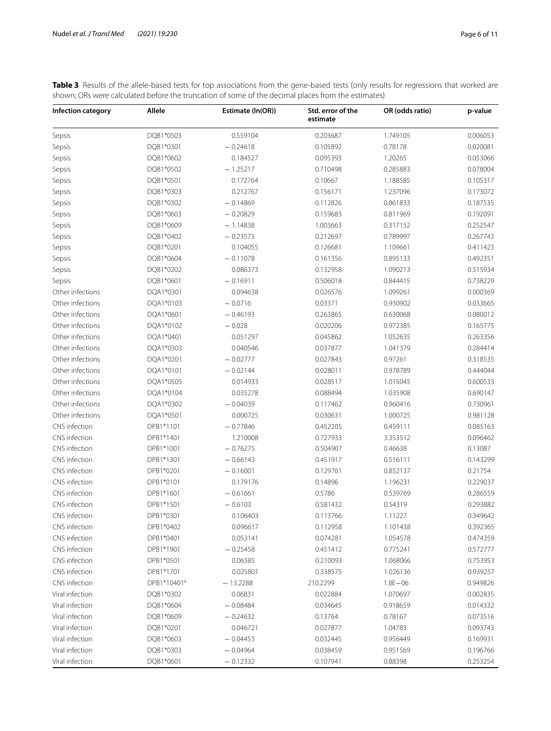**Table 3** Results of the allele-based tests for top associations from the gene-based tests (only results for regressions that worked are shown; ORs were calculated before the truncation of some of the decimal places from the estimates)

| Infection category | Allele | Estimate (ln(OR)) | Std. error of the estimate | OR (odds ratio) | p-value |
|---|---|---|---|---|---|
| Sepsis | DQB1*0503 | 0.559104 | 0.203687 | 1.749105 | 0.006053 |
| Sepsis | DQB1*0301 | − 0.24618 | 0.105892 | 0.78178 | 0.020081 |
| Sepsis | DQB1*0602 | 0.184527 | 0.095393 | 1.20265 | 0.053066 |
| Sepsis | DQB1*0502 | − 1.25217 | 0.710498 | 0.285883 | 0.078004 |
| Sepsis | DQB1*0501 | 0.172764 | 0.10667 | 1.188585 | 0.105317 |
| Sepsis | DQB1*0303 | 0.212767 | 0.156171 | 1.237096 | 0.173072 |
| Sepsis | DQB1*0302 | − 0.14869 | 0.112826 | 0.861833 | 0.187535 |
| Sepsis | DQB1*0603 | − 0.20829 | 0.159683 | 0.811969 | 0.192091 |
| Sepsis | DQB1*0609 | − 1.14838 | 1.003663 | 0.317152 | 0.252547 |
| Sepsis | DQB1*0402 | − 0.23573 | 0.212697 | 0.789997 | 0.267743 |
| Sepsis | DQB1*0201 | 0.104055 | 0.126681 | 1.109661 | 0.411423 |
| Sepsis | DQB1*0604 | − 0.11078 | 0.161356 | 0.895133 | 0.492351 |
| Sepsis | DQB1*0202 | 0.086373 | 0.132958 | 1.090213 | 0.515934 |
| Sepsis | DQB1*0601 | − 0.16911 | 0.506018 | 0.844415 | 0.738229 |
| Other infections | DQA1*0301 | 0.094638 | 0.026576 | 1.099261 | 0.000369 |
| Other infections | DQA1*0103 | − 0.0716 | 0.03371 | 0.930902 | 0.033665 |
| Other infections | DQA1*0601 | − 0.46193 | 0.263865 | 0.630068 | 0.080012 |
| Other infections | DQA1*0102 | − 0.028 | 0.020206 | 0.972385 | 0.165775 |
| Other infections | DQA1*0401 | 0.051297 | 0.045862 | 1.052635 | 0.263356 |
| Other infections | DQA1*0303 | 0.040546 | 0.037877 | 1.041379 | 0.284414 |
| Other infections | DQA1*0201 | − 0.02777 | 0.027843 | 0.97261 | 0.318535 |
| Other infections | DQA1*0101 | − 0.02144 | 0.028011 | 0.978789 | 0.444044 |
| Other infections | DQA1*0505 | 0.014933 | 0.028517 | 1.015045 | 0.600533 |
| Other infections | DQA1*0104 | 0.035278 | 0.088494 | 1.035908 | 0.690147 |
| Other infections | DQA1*0302 | − 0.04039 | 0.117462 | 0.960416 | 0.730961 |
| Other infections | DQA1*0501 | 0.000725 | 0.030631 | 1.000725 | 0.981128 |
| CNS infection | DPB1*1101 | − 0.77846 | 0.452205 | 0.459111 | 0.085163 |
| CNS infection | DPB1*1401 | 1.210008 | 0.727933 | 3.353512 | 0.096462 |
| CNS infection | DPB1*1001 | − 0.76275 | 0.504907 | 0.46638 | 0.13087 |
| CNS infection | DPB1*1301 | − 0.66143 | 0.451917 | 0.516111 | 0.143299 |
| CNS infection | DPB1*0201 | − 0.16001 | 0.129761 | 0.852137 | 0.21754 |
| CNS infection | DPB1*0101 | 0.179176 | 0.14896 | 1.196231 | 0.229037 |
| CNS infection | DPB1*1601 | − 0.61661 | 0.5786 | 0.539769 | 0.286559 |
| CNS infection | DPB1*1501 | − 0.6103 | 0.581432 | 0.54319 | 0.293882 |
| CNS infection | DPB1*0301 | 0.106403 | 0.113766 | 1.11227 | 0.349642 |
| CNS infection | DPB1*0402 | 0.096617 | 0.112958 | 1.101438 | 0.392365 |
| CNS infection | DPB1*0401 | 0.053141 | 0.074281 | 1.054578 | 0.474359 |
| CNS infection | DPB1*1901 | − 0.25458 | 0.451412 | 0.775241 | 0.572777 |
| CNS infection | DPB1*0501 | 0.06585 | 0.210093 | 1.068066 | 0.753953 |
| CNS infection | DPB1*1701 | 0.025801 | 0.338575 | 1.026136 | 0.939257 |
| CNS infection | DPB1*10401[a] | − 13.2288 | 210.2299 | 1.8E−06 | 0.949826 |
| Viral infection | DQB1*0302 | 0.06831 | 0.022884 | 1.070697 | 0.002835 |
| Viral infection | DQB1*0604 | − 0.08484 | 0.034645 | 0.918659 | 0.014332 |
| Viral infection | DQB1*0609 | − 0.24632 | 0.13764 | 0.78167 | 0.073516 |
| Viral infection | DQB1*0201 | 0.046721 | 0.027877 | 1.04783 | 0.093743 |
| Viral infection | DQB1*0603 | − 0.04453 | 0.032445 | 0.956449 | 0.169931 |
| Viral infection | DQB1*0303 | − 0.04964 | 0.038459 | 0.951569 | 0.196766 |
| Viral infection | DQB1*0601 | − 0.12332 | 0.107941 | 0.88398 | 0.253254 |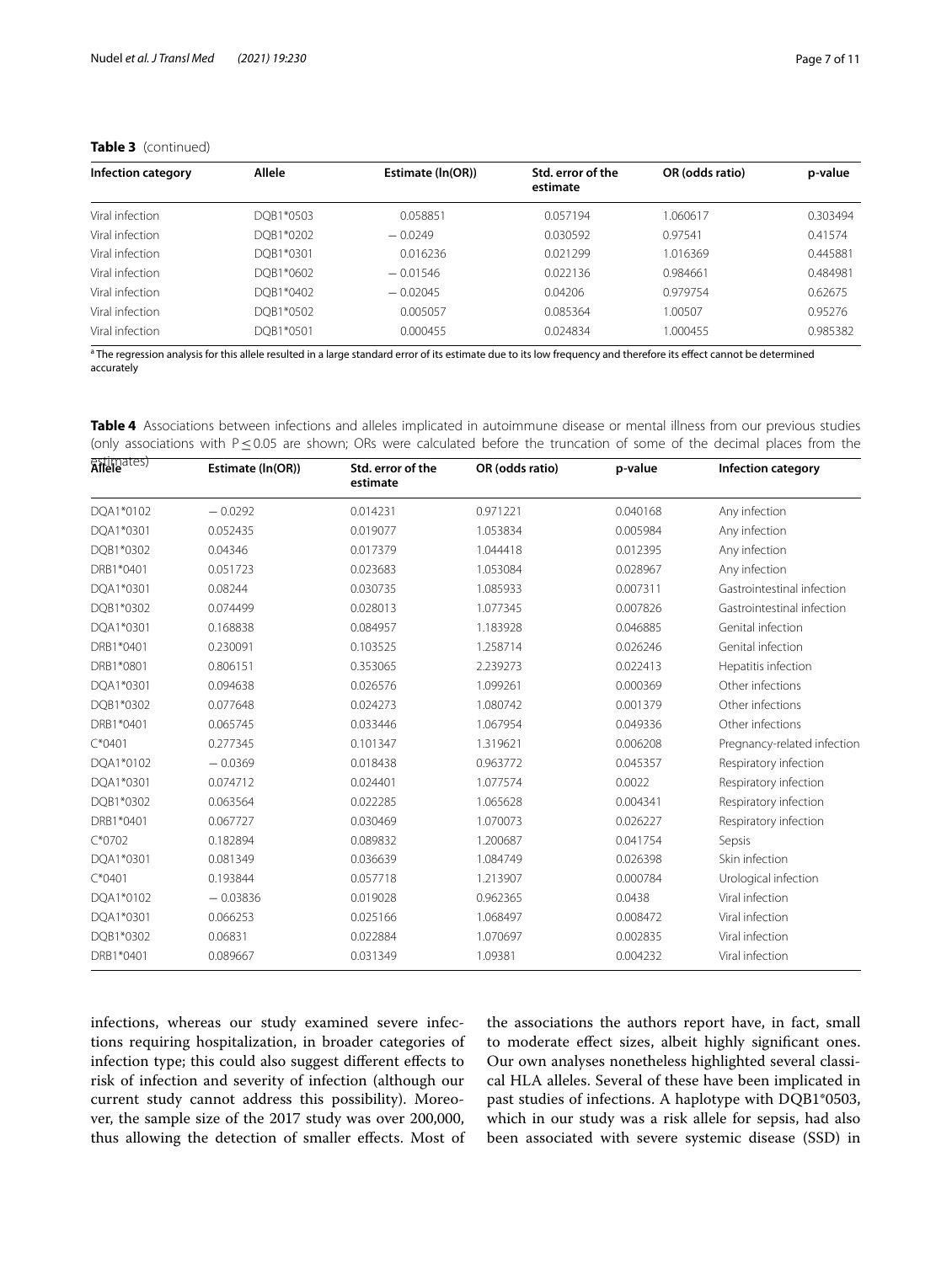**Table 3** (continued)

| Infection category | Allele | Estimate (ln(OR)) | Std. error of the estimate | OR (odds ratio) | p-value |
|---|---|---|---|---|---|
| Viral infection | DQB1*0503 | 0.058851 | 0.057194 | 1.060617 | 0.303494 |
| Viral infection | DQB1*0202 | − 0.0249 | 0.030592 | 0.97541 | 0.41574 |
| Viral infection | DQB1*0301 | 0.016236 | 0.021299 | 1.016369 | 0.445881 |
| Viral infection | DQB1*0602 | − 0.01546 | 0.022136 | 0.984661 | 0.484981 |
| Viral infection | DQB1*0402 | − 0.02045 | 0.04206 | 0.979754 | 0.62675 |
| Viral infection | DQB1*0502 | 0.005057 | 0.085364 | 1.00507 | 0.95276 |
| Viral infection | DQB1*0501 | 0.000455 | 0.024834 | 1.000455 | 0.985382 |

[a] The regression analysis for this allele resulted in a large standard error of its estimate due to its low frequency and therefore its effect cannot be determined accurately

**Table 4** Associations between infections and alleles implicated in autoimmune disease or mental illness from our previous studies (only associations with P ≤ 0.05 are shown; ORs were calculated before the truncation of some of the decimal places from the estimates)

| Allele | Estimate (ln(OR)) | Std. error of the estimate | OR (odds ratio) | p-value | Infection category |
|---|---|---|---|---|---|
| DQA1*0102 | − 0.0292 | 0.014231 | 0.971221 | 0.040168 | Any infection |
| DQA1*0301 | 0.052435 | 0.019077 | 1.053834 | 0.005984 | Any infection |
| DQB1*0302 | 0.04346 | 0.017379 | 1.044418 | 0.012395 | Any infection |
| DRB1*0401 | 0.051723 | 0.023683 | 1.053084 | 0.028967 | Any infection |
| DQA1*0301 | 0.08244 | 0.030735 | 1.085933 | 0.007311 | Gastrointestinal infection |
| DQB1*0302 | 0.074499 | 0.028013 | 1.077345 | 0.007826 | Gastrointestinal infection |
| DQA1*0301 | 0.168838 | 0.084957 | 1.183928 | 0.046885 | Genital infection |
| DRB1*0401 | 0.230091 | 0.103525 | 1.258714 | 0.026246 | Genital infection |
| DRB1*0801 | 0.806151 | 0.353065 | 2.239273 | 0.022413 | Hepatitis infection |
| DQA1*0301 | 0.094638 | 0.026576 | 1.099261 | 0.000369 | Other infections |
| DQB1*0302 | 0.077648 | 0.024273 | 1.080742 | 0.001379 | Other infections |
| DRB1*0401 | 0.065745 | 0.033446 | 1.067954 | 0.049336 | Other infections |
| C*0401 | 0.277345 | 0.101347 | 1.319621 | 0.006208 | Pregnancy-related infection |
| DQA1*0102 | − 0.0369 | 0.018438 | 0.963772 | 0.045357 | Respiratory infection |
| DQA1*0301 | 0.074712 | 0.024401 | 1.077574 | 0.0022 | Respiratory infection |
| DQB1*0302 | 0.063564 | 0.022285 | 1.065628 | 0.004341 | Respiratory infection |
| DRB1*0401 | 0.067727 | 0.030469 | 1.070073 | 0.026227 | Respiratory infection |
| C*0702 | 0.182894 | 0.089832 | 1.200687 | 0.041754 | Sepsis |
| DQA1*0301 | 0.081349 | 0.036639 | 1.084749 | 0.026398 | Skin infection |
| C*0401 | 0.193844 | 0.057718 | 1.213907 | 0.000784 | Urological infection |
| DQA1*0102 | − 0.03836 | 0.019028 | 0.962365 | 0.0438 | Viral infection |
| DQA1*0301 | 0.066253 | 0.025166 | 1.068497 | 0.008472 | Viral infection |
| DQB1*0302 | 0.06831 | 0.022884 | 1.070697 | 0.002835 | Viral infection |
| DRB1*0401 | 0.089667 | 0.031349 | 1.09381 | 0.004232 | Viral infection |

infections, whereas our study examined severe infections requiring hospitalization, in broader categories of infection type; this could also suggest different effects to risk of infection and severity of infection (although our current study cannot address this possibility). Moreover, the sample size of the 2017 study was over 200,000, thus allowing the detection of smaller effects. Most of the associations the authors report have, in fact, small to moderate effect sizes, albeit highly significant ones. Our own analyses nonetheless highlighted several classical HLA alleles. Several of these have been implicated in past studies of infections. A haplotype with DQB1*0503, which in our study was a risk allele for sepsis, had also been associated with severe systemic disease (SSD) in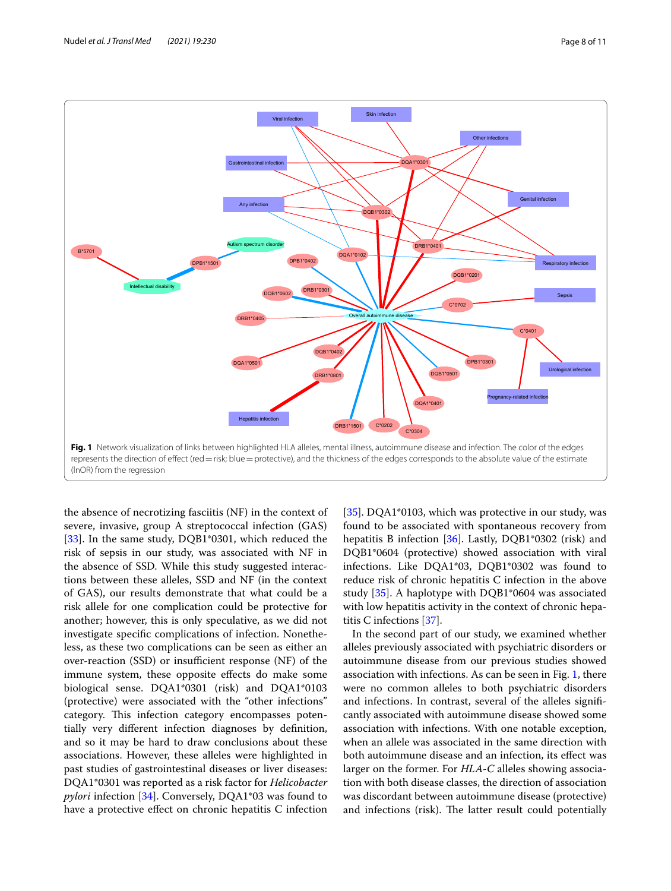Fig. 1 Network visualization of links between highlighted HLA alleles, mental illness, autoimmune disease and infection. The color of the edges represents the direction of effect (red = risk; blue = protective), and the thickness of the edges corresponds to the absolute value of the estimate (lnOR) from the regression

the absence of necrotizing fasciitis (NF) in the context of severe, invasive, group A streptococcal infection (GAS) [33]. In the same study, DQB1*0301, which reduced the risk of sepsis in our study, was associated with NF in the absence of SSD. While this study suggested interactions between these alleles, SSD and NF (in the context of GAS), our results demonstrate that what could be a risk allele for one complication could be protective for another; however, this is only speculative, as we did not investigate specific complications of infection. Nonetheless, as these two complications can be seen as either an over-reaction (SSD) or insufficient response (NF) of the immune system, these opposite effects do make some biological sense. DQA1*0301 (risk) and DQA1*0103 (protective) were associated with the "other infections" category. This infection category encompasses potentially very different infection diagnoses by definition, and so it may be hard to draw conclusions about these associations. However, these alleles were highlighted in past studies of gastrointestinal diseases or liver diseases: DQA1*0301 was reported as a risk factor for *Helicobacter pylori* infection [34]. Conversely, DQA1*03 was found to have a protective effect on chronic hepatitis C infection [35]. DQA1*0103, which was protective in our study, was found to be associated with spontaneous recovery from hepatitis B infection [36]. Lastly, DQB1*0302 (risk) and DQB1*0604 (protective) showed association with viral infections. Like DQA1*03, DQB1*0302 was found to reduce risk of chronic hepatitis C infection in the above study [35]. A haplotype with DQB1*0604 was associated with low hepatitis activity in the context of chronic hepatitis C infections [37].

In the second part of our study, we examined whether alleles previously associated with psychiatric disorders or autoimmune disease from our previous studies showed association with infections. As can be seen in Fig. 1, there were no common alleles to both psychiatric disorders and infections. In contrast, several of the alleles significantly associated with autoimmune disease showed some association with infections. With one notable exception, when an allele was associated in the same direction with both autoimmune disease and an infection, its effect was larger on the former. For *HLA-C* alleles showing association with both disease classes, the direction of association was discordant between autoimmune disease (protective) and infections (risk). The latter result could potentially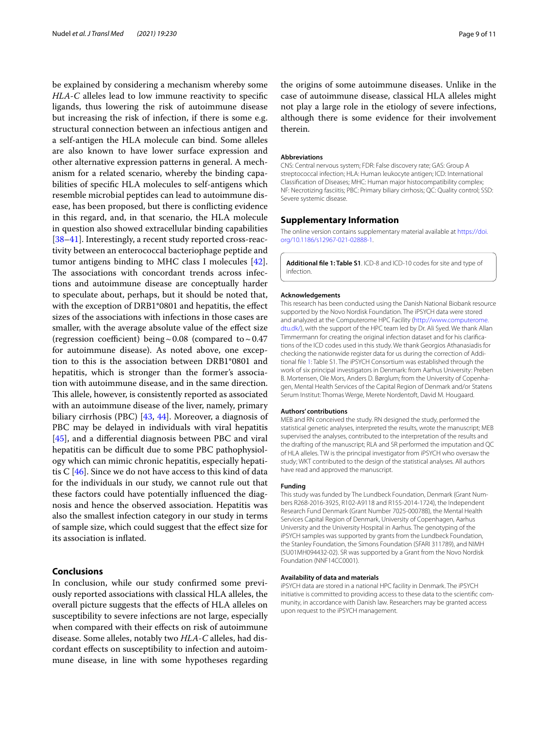be explained by considering a mechanism whereby some *HLA-C* alleles lead to low immune reactivity to specific ligands, thus lowering the risk of autoimmune disease but increasing the risk of infection, if there is some e.g. structural connection between an infectious antigen and a self-antigen the HLA molecule can bind. Some alleles are also known to have lower surface expression and other alternative expression patterns in general. A mechanism for a related scenario, whereby the binding capabilities of specific HLA molecules to self-antigens which resemble microbial peptides can lead to autoimmune disease, has been proposed, but there is conflicting evidence in this regard, and, in that scenario, the HLA molecule in question also showed extracellular binding capabilities [38–41]. Interestingly, a recent study reported cross-reactivity between an enterococcal bacteriophage peptide and tumor antigens binding to MHC class I molecules [42]. The associations with concordant trends across infections and autoimmune disease are conceptually harder to speculate about, perhaps, but it should be noted that, with the exception of DRB1*0801 and hepatitis, the effect sizes of the associations with infections in those cases are smaller, with the average absolute value of the effect size (regression coefficient) being ~ 0.08 (compared to ~ 0.47 for autoimmune disease). As noted above, one exception to this is the association between DRB1*0801 and hepatitis, which is stronger than the former's association with autoimmune disease, and in the same direction. This allele, however, is consistently reported as associated with an autoimmune disease of the liver, namely, primary biliary cirrhosis (PBC) [43, 44]. Moreover, a diagnosis of PBC may be delayed in individuals with viral hepatitis [45], and a differential diagnosis between PBC and viral hepatitis can be difficult due to some PBC pathophysiology which can mimic chronic hepatitis, especially hepatitis C [46]. Since we do not have access to this kind of data for the individuals in our study, we cannot rule out that these factors could have potentially influenced the diagnosis and hence the observed association. Hepatitis was also the smallest infection category in our study in terms of sample size, which could suggest that the effect size for its association is inflated.

## Conclusions

In conclusion, while our study confirmed some previously reported associations with classical HLA alleles, the overall picture suggests that the effects of HLA alleles on susceptibility to severe infections are not large, especially when compared with their effects on risk of autoimmune disease. Some alleles, notably two *HLA-C* alleles, had discordant effects on susceptibility to infection and autoimmune disease, in line with some hypotheses regarding the origins of some autoimmune diseases. Unlike in the case of autoimmune disease, classical HLA alleles might not play a large role in the etiology of severe infections, although there is some evidence for their involvement therein.

#### Abbreviations

CNS: Central nervous system; FDR: False discovery rate; GAS: Group A streptococcal infection; HLA: Human leukocyte antigen; ICD: International Classification of Diseases; MHC: Human major histocompatibility complex; NF: Necrotizing fasciitis; PBC: Primary biliary cirrhosis; QC: Quality control; SSD: Severe systemic disease.

## Supplementary Information

The online version contains supplementary material available at https://doi.org/10.1186/s12967-021-02888-1.

**Additional file 1: Table S1**. ICD-8 and ICD-10 codes for site and type of infection.

#### Acknowledgements

This research has been conducted using the Danish National Biobank resource supported by the Novo Nordisk Foundation. The iPSYCH data were stored and analyzed at the Computerome HPC Facility (http://www.computerome.dtu.dk/), with the support of the HPC team led by Dr. Ali Syed. We thank Allan Timmermann for creating the original infection dataset and for his clarifications of the ICD codes used in this study. We thank Georgios Athanasiadis for checking the nationwide register data for us during the correction of Additional file 1: Table S1. The iPSYCH Consortium was established through the work of six principal investigators in Denmark: from Aarhus University: Preben B. Mortensen, Ole Mors, Anders D. Børglum; from the University of Copenhagen, Mental Health Services of the Capital Region of Denmark and/or Statens Serum Institut: Thomas Werge, Merete Nordentoft, David M. Hougaard.

#### Authors' contributions

MEB and RN conceived the study. RN designed the study, performed the statistical genetic analyses, interpreted the results, wrote the manuscript; MEB supervised the analyses, contributed to the interpretation of the results and the drafting of the manuscript; RLA and SR performed the imputation and QC of HLA alleles. TW is the principal investigator from iPSYCH who oversaw the study; WKT contributed to the design of the statistical analyses. All authors have read and approved the manuscript.

#### Funding

This study was funded by The Lundbeck Foundation, Denmark (Grant Numbers R268-2016-3925, R102-A9118 and R155-2014-1724), the Independent Research Fund Denmark (Grant Number 7025-00078B), the Mental Health Services Capital Region of Denmark, University of Copenhagen, Aarhus University and the University Hospital in Aarhus. The genotyping of the iPSYCH samples was supported by grants from the Lundbeck Foundation, the Stanley Foundation, the Simons Foundation (SFARI 311789), and NIMH (5U01MH094432-02). SR was supported by a Grant from the Novo Nordisk Foundation (NNF14CC0001).

#### Availability of data and materials

iPSYCH data are stored in a national HPC facility in Denmark. The iPSYCH initiative is committed to providing access to these data to the scientific community, in accordance with Danish law. Researchers may be granted access upon request to the iPSYCH management.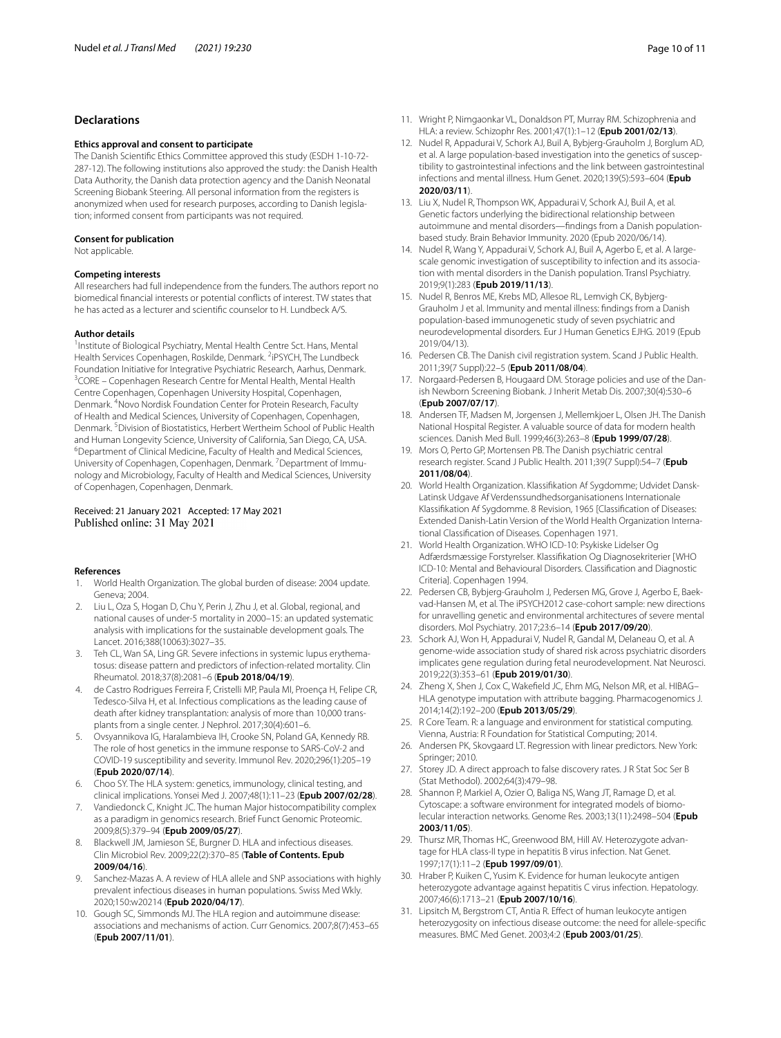## Declarations

### Ethics approval and consent to participate

The Danish Scientific Ethics Committee approved this study (ESDH 1-10-72-287-12). The following institutions also approved the study: the Danish Health Data Authority, the Danish data protection agency and the Danish Neonatal Screening Biobank Steering. All personal information from the registers is anonymized when used for research purposes, according to Danish legislation; informed consent from participants was not required.

### Consent for publication

Not applicable.

### Competing interests

All researchers had full independence from the funders. The authors report no biomedical financial interests or potential conflicts of interest. TW states that he has acted as a lecturer and scientific counselor to H. Lundbeck A/S.

### Author details

[1]Institute of Biological Psychiatry, Mental Health Centre Sct. Hans, Mental Health Services Copenhagen, Roskilde, Denmark. [2]iPSYCH, The Lundbeck Foundation Initiative for Integrative Psychiatric Research, Aarhus, Denmark. [3]CORE – Copenhagen Research Centre for Mental Health, Mental Health Centre Copenhagen, Copenhagen University Hospital, Copenhagen, Denmark. [4]Novo Nordisk Foundation Center for Protein Research, Faculty of Health and Medical Sciences, University of Copenhagen, Copenhagen, Denmark. [5]Division of Biostatistics, Herbert Wertheim School of Public Health and Human Longevity Science, University of California, San Diego, CA, USA. [6]Department of Clinical Medicine, Faculty of Health and Medical Sciences, University of Copenhagen, Copenhagen, Denmark. [7]Department of Immunology and Microbiology, Faculty of Health and Medical Sciences, University of Copenhagen, Copenhagen, Denmark.

Received: 21 January 2021 Accepted: 17 May 2021
Published online: 31 May 2021

### References

1. World Health Organization. The global burden of disease: 2004 update. Geneva; 2004.
2. Liu L, Oza S, Hogan D, Chu Y, Perin J, Zhu J, et al. Global, regional, and national causes of under-5 mortality in 2000–15: an updated systematic analysis with implications for the sustainable development goals. The Lancet. 2016;388(10063):3027–35.
3. Teh CL, Wan SA, Ling GR. Severe infections in systemic lupus erythematosus: disease pattern and predictors of infection-related mortality. Clin Rheumatol. 2018;37(8):2081–6 (**Epub 2018/04/19**).
4. de Castro Rodrigues Ferreira F, Cristelli MP, Paula MI, Proença H, Felipe CR, Tedesco-Silva H, et al. Infectious complications as the leading cause of death after kidney transplantation: analysis of more than 10,000 transplants from a single center. J Nephrol. 2017;30(4):601–6.
5. Ovsyannikova IG, Haralambieva IH, Crooke SN, Poland GA, Kennedy RB. The role of host genetics in the immune response to SARS-CoV-2 and COVID-19 susceptibility and severity. Immunol Rev. 2020;296(1):205–19 (**Epub 2020/07/14**).
6. Choo SY. The HLA system: genetics, immunology, clinical testing, and clinical implications. Yonsei Med J. 2007;48(1):11–23 (**Epub 2007/02/28**).
7. Vandiedonck C, Knight JC. The human Major histocompatibility complex as a paradigm in genomics research. Brief Funct Genomic Proteomic. 2009;8(5):379–94 (**Epub 2009/05/27**).
8. Blackwell JM, Jamieson SE, Burgner D. HLA and infectious diseases. Clin Microbiol Rev. 2009;22(2):370–85 (**Table of Contents. Epub 2009/04/16**).
9. Sanchez-Mazas A. A review of HLA allele and SNP associations with highly prevalent infectious diseases in human populations. Swiss Med Wkly. 2020;150:w20214 (**Epub 2020/04/17**).
10. Gough SC, Simmonds MJ. The HLA region and autoimmune disease: associations and mechanisms of action. Curr Genomics. 2007;8(7):453–65 (**Epub 2007/11/01**).
11. Wright P, Nimgaonkar VL, Donaldson PT, Murray RM. Schizophrenia and HLA: a review. Schizophr Res. 2001;47(1):1–12 (**Epub 2001/02/13**).
12. Nudel R, Appadurai V, Schork AJ, Buil A, Bybjerg-Grauholm J, Borglum AD, et al. A large population-based investigation into the genetics of susceptibility to gastrointestinal infections and the link between gastrointestinal infections and mental illness. Hum Genet. 2020;139(5):593–604 (**Epub 2020/03/11**).
13. Liu X, Nudel R, Thompson WK, Appadurai V, Schork AJ, Buil A, et al. Genetic factors underlying the bidirectional relationship between autoimmune and mental disorders—findings from a Danish population-based study. Brain Behavior Immunity. 2020 (Epub 2020/06/14).
14. Nudel R, Wang Y, Appadurai V, Schork AJ, Buil A, Agerbo E, et al. A large-scale genomic investigation of susceptibility to infection and its association with mental disorders in the Danish population. Transl Psychiatry. 2019;9(1):283 (**Epub 2019/11/13**).
15. Nudel R, Benros ME, Krebs MD, Allesoe RL, Lemvigh CK, Bybjerg-Grauholm J et al. Immunity and mental illness: findings from a Danish population-based immunogenetic study of seven psychiatric and neurodevelopmental disorders. Eur J Human Genetics EJHG. 2019 (Epub 2019/04/13).
16. Pedersen CB. The Danish civil registration system. Scand J Public Health. 2011;39(7 Suppl):22–5 (**Epub 2011/08/04**).
17. Norgaard-Pedersen B, Hougaard DM. Storage policies and use of the Danish Newborn Screening Biobank. J Inherit Metab Dis. 2007;30(4):530–6 (**Epub 2007/07/17**).
18. Andersen TF, Madsen M, Jorgensen J, Mellemkjoer L, Olsen JH. The Danish National Hospital Register. A valuable source of data for modern health sciences. Danish Med Bull. 1999;46(3):263–8 (**Epub 1999/07/28**).
19. Mors O, Perto GP, Mortensen PB. The Danish psychiatric central research register. Scand J Public Health. 2011;39(7 Suppl):54–7 (**Epub 2011/08/04**).
20. World Health Organization. Klassifikation Af Sygdomme; Udvidet Dansk-Latinsk Udgave Af Verdenssundhedsorganisationens Internationale Klassifikation Af Sygdomme. 8 Revision, 1965 [Classification of Diseases: Extended Danish-Latin Version of the World Health Organization International Classification of Diseases. Copenhagen 1971.
21. World Health Organization. WHO ICD-10: Psykiske Lidelser Og Adfærdsmæssige Forstyrelser. Klassifikation Og Diagnosekriterier [WHO ICD-10: Mental and Behavioural Disorders. Classification and Diagnostic Criteria]. Copenhagen 1994.
22. Pedersen CB, Bybjerg-Grauholm J, Pedersen MG, Grove J, Agerbo E, Baekvad-Hansen M, et al. The iPSYCH2012 case-cohort sample: new directions for unravelling genetic and environmental architectures of severe mental disorders. Mol Psychiatry. 2017;23:6–14 (**Epub 2017/09/20**).
23. Schork AJ, Won H, Appadurai V, Nudel R, Gandal M, Delaneau O, et al. A genome-wide association study of shared risk across psychiatric disorders implicates gene regulation during fetal neurodevelopment. Nat Neurosci. 2019;22(3):353–61 (**Epub 2019/01/30**).
24. Zheng X, Shen J, Cox C, Wakefield JC, Ehm MG, Nelson MR, et al. HIBAG–HLA genotype imputation with attribute bagging. Pharmacogenomics J. 2014;14(2):192–200 (**Epub 2013/05/29**).
25. R Core Team. R: a language and environment for statistical computing. Vienna, Austria: R Foundation for Statistical Computing; 2014.
26. Andersen PK, Skovgaard LT. Regression with linear predictors. New York: Springer; 2010.
27. Storey JD. A direct approach to false discovery rates. J R Stat Soc Ser B (Stat Methodol). 2002;64(3):479–98.
28. Shannon P, Markiel A, Ozier O, Baliga NS, Wang JT, Ramage D, et al. Cytoscape: a software environment for integrated models of biomolecular interaction networks. Genome Res. 2003;13(11):2498–504 (**Epub 2003/11/05**).
29. Thursz MR, Thomas HC, Greenwood BM, Hill AV. Heterozygote advantage for HLA class-II type in hepatitis B virus infection. Nat Genet. 1997;17(1):11–2 (**Epub 1997/09/01**).
30. Hraber P, Kuiken C, Yusim K. Evidence for human leukocyte antigen heterozygote advantage against hepatitis C virus infection. Hepatology. 2007;46(6):1713–21 (**Epub 2007/10/16**).
31. Lipsitch M, Bergstrom CT, Antia R. Effect of human leukocyte antigen heterozygosity on infectious disease outcome: the need for allele-specific measures. BMC Med Genet. 2003;4:2 (**Epub 2003/01/25**).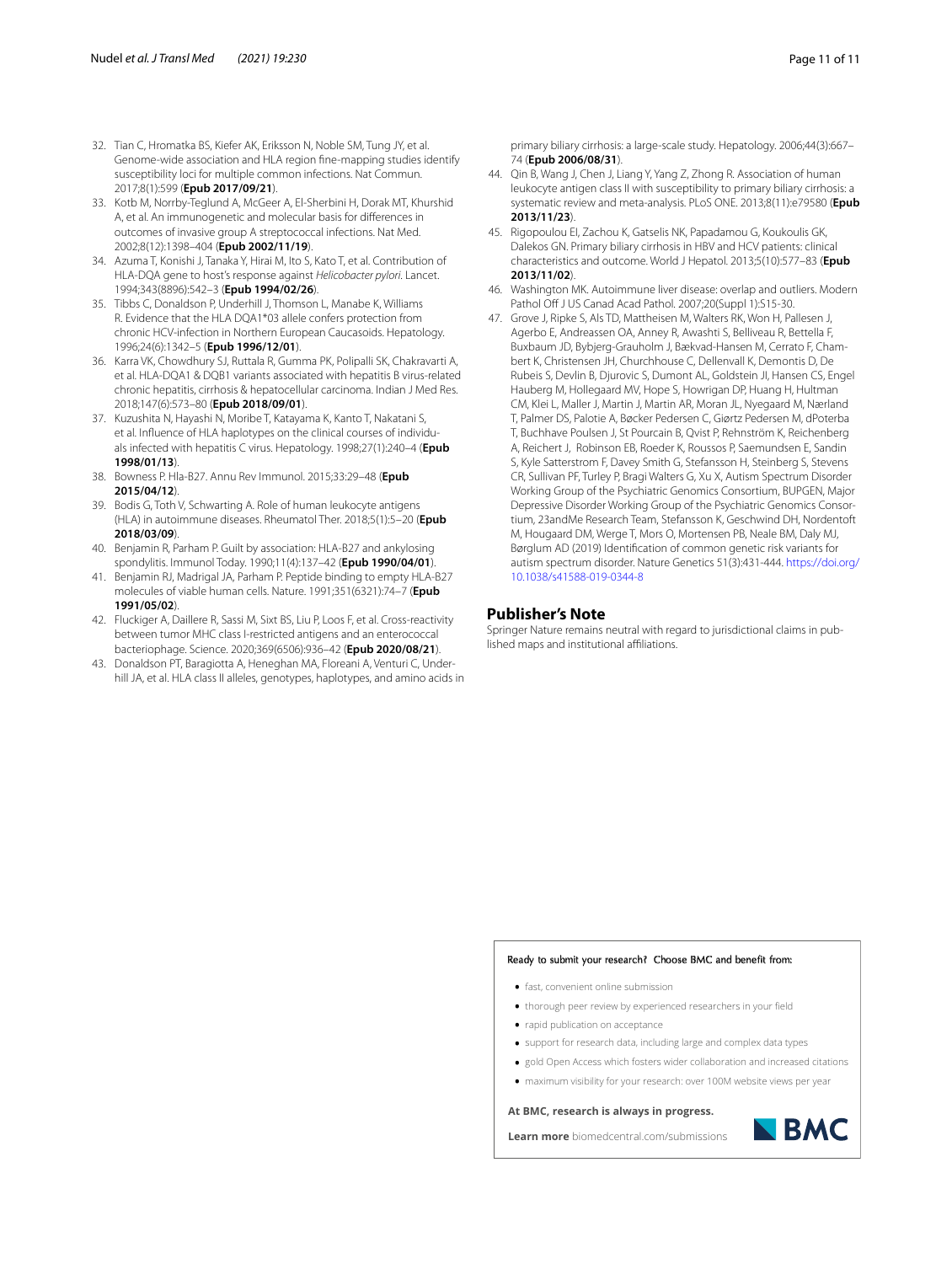32. Tian C, Hromatka BS, Kiefer AK, Eriksson N, Noble SM, Tung JY, et al. Genome-wide association and HLA region fine-mapping studies identify susceptibility loci for multiple common infections. Nat Commun. 2017;8(1):599 (**Epub 2017/09/21**).
33. Kotb M, Norrby-Teglund A, McGeer A, El-Sherbini H, Dorak MT, Khurshid A, et al. An immunogenetic and molecular basis for differences in outcomes of invasive group A streptococcal infections. Nat Med. 2002;8(12):1398–404 (**Epub 2002/11/19**).
34. Azuma T, Konishi J, Tanaka Y, Hirai M, Ito S, Kato T, et al. Contribution of HLA-DQA gene to host's response against *Helicobacter pylori*. Lancet. 1994;343(8896):542–3 (**Epub 1994/02/26**).
35. Tibbs C, Donaldson P, Underhill J, Thomson L, Manabe K, Williams R. Evidence that the HLA DQA1*03 allele confers protection from chronic HCV-infection in Northern European Caucasoids. Hepatology. 1996;24(6):1342–5 (**Epub 1996/12/01**).
36. Karra VK, Chowdhury SJ, Ruttala R, Gumma PK, Polipalli SK, Chakravarti A, et al. HLA-DQA1 & DQB1 variants associated with hepatitis B virus-related chronic hepatitis, cirrhosis & hepatocellular carcinoma. Indian J Med Res. 2018;147(6):573–80 (**Epub 2018/09/01**).
37. Kuzushita N, Hayashi N, Moribe T, Katayama K, Kanto T, Nakatani S, et al. Influence of HLA haplotypes on the clinical courses of individuals infected with hepatitis C virus. Hepatology. 1998;27(1):240–4 (**Epub 1998/01/13**).
38. Bowness P. Hla-B27. Annu Rev Immunol. 2015;33:29–48 (**Epub 2015/04/12**).
39. Bodis G, Toth V, Schwarting A. Role of human leukocyte antigens (HLA) in autoimmune diseases. Rheumatol Ther. 2018;5(1):5–20 (**Epub 2018/03/09**).
40. Benjamin R, Parham P. Guilt by association: HLA-B27 and ankylosing spondylitis. Immunol Today. 1990;11(4):137–42 (**Epub 1990/04/01**).
41. Benjamin RJ, Madrigal JA, Parham P. Peptide binding to empty HLA-B27 molecules of viable human cells. Nature. 1991;351(6321):74–7 (**Epub 1991/05/02**).
42. Fluckiger A, Daillere R, Sassi M, Sixt BS, Liu P, Loos F, et al. Cross-reactivity between tumor MHC class I-restricted antigens and an enterococcal bacteriophage. Science. 2020;369(6506):936–42 (**Epub 2020/08/21**).
43. Donaldson PT, Baragiotta A, Heneghan MA, Floreani A, Venturi C, Underhill JA, et al. HLA class II alleles, genotypes, haplotypes, and amino acids in primary biliary cirrhosis: a large-scale study. Hepatology. 2006;44(3):667–74 (**Epub 2006/08/31**).
44. Qin B, Wang J, Chen J, Liang Y, Yang Z, Zhong R. Association of human leukocyte antigen class II with susceptibility to primary biliary cirrhosis: a systematic review and meta-analysis. PLoS ONE. 2013;8(11):e79580 (**Epub 2013/11/23**).
45. Rigopoulou EI, Zachou K, Gatselis NK, Papadamou G, Koukoulis GK, Dalekos GN. Primary biliary cirrhosis in HBV and HCV patients: clinical characteristics and outcome. World J Hepatol. 2013;5(10):577–83 (**Epub 2013/11/02**).
46. Washington MK. Autoimmune liver disease: overlap and outliers. Modern Pathol Off J US Canad Acad Pathol. 2007;20(Suppl 1):S15-30.
47. Grove J, Ripke S, Als TD, Mattheisen M, Walters RK, Won H, Pallesen J, Agerbo E, Andreassen OA, Anney R, Awashti S, Belliveau R, Bettella F, Buxbaum JD, Bybjerg-Grauholm J, Bækvad-Hansen M, Cerrato F, Chambert K, Christensen JH, Churchhouse C, Dellenvall K, Demontis D, De Rubeis S, Devlin B, Djurovic S, Dumont AL, Goldstein JI, Hansen CS, Engel Hauberg M, Hollegaard MV, Hope S, Howrigan DP, Huang H, Hultman CM, Klei L, Maller J, Martin J, Martin AR, Moran JL, Nyegaard M, Nærland T, Palmer DS, Palotie A, Bøcker Pedersen C, Giørtz Pedersen M, dPoterba T, Buchhave Poulsen J, St Pourcain B, Qvist P, Rehnström K, Reichenberg A, Reichert J, Robinson EB, Roeder K, Roussos P, Saemundsen E, Sandin S, Kyle Satterstrom F, Davey Smith G, Stefansson H, Steinberg S, Stevens CR, Sullivan PF, Turley P, Bragi Walters G, Xu X, Autism Spectrum Disorder Working Group of the Psychiatric Genomics Consortium, BUPGEN, Major Depressive Disorder Working Group of the Psychiatric Genomics Consortium, 23andMe Research Team, Stefansson K, Geschwind DH, Nordentoft M, Hougaard DM, Werge T, Mors O, Mortensen PB, Neale BM, Daly MJ, Børglum AD (2019) Identification of common genetic risk variants for autism spectrum disorder. Nature Genetics 51(3):431-444. https://doi.org/10.1038/s41588-019-0344-8

## Publisher's Note

Springer Nature remains neutral with regard to jurisdictional claims in published maps and institutional affiliations.

Ready to submit your research? Choose BMC and benefit from:

- fast, convenient online submission
- thorough peer review by experienced researchers in your field
- rapid publication on acceptance
- support for research data, including large and complex data types
- gold Open Access which fosters wider collaboration and increased citations
- maximum visibility for your research: over 100M website views per year

**At BMC, research is always in progress.**

**Learn more** biomedcentral.com/submissions

BMC